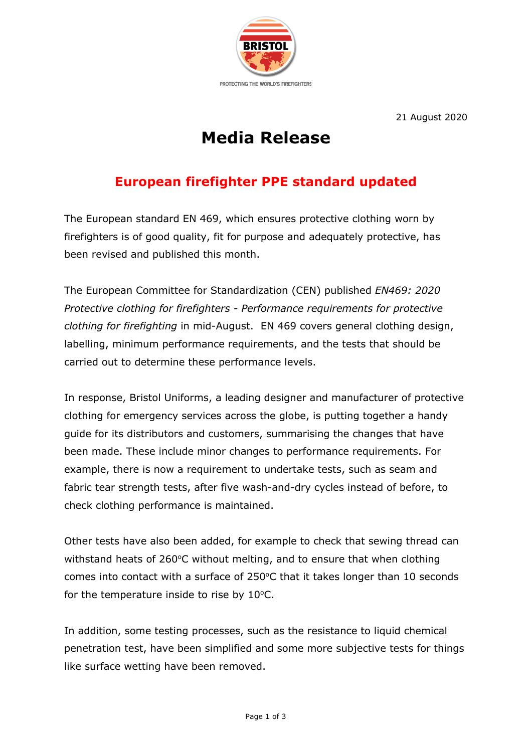BRISTOL

PROTECTING THE WORLD'S FIREFIGHTERS

21 August 2020

# Media Release

## European firefighter PPE standard updated

The European standard EN 469, which ensures protective clothing worn by firefighters is of good quality, fit for purpose and adequately protective, has been revised and published this month.

The European Committee for Standardization (CEN) published *EN469: 2020 Protective clothing for firefighters - Performance requirements for protective clothing for firefighting* in mid-August. EN 469 covers general clothing design, labelling, minimum performance requirements, and the tests that should be carried out to determine these performance levels.

In response, Bristol Uniforms, a leading designer and manufacturer of protective clothing for emergency services across the globe, is putting together a handy guide for its distributors and customers, summarising the changes that have been made. These include minor changes to performance requirements. For example, there is now a requirement to undertake tests, such as seam and fabric tear strength tests, after five wash-and-dry cycles instead of before, to check clothing performance is maintained.

Other tests have also been added, for example to check that sewing thread can withstand heats of 260°C without melting, and to ensure that when clothing comes into contact with a surface of 250°C that it takes longer than 10 seconds for the temperature inside to rise by 10°C.

In addition, some testing processes, such as the resistance to liquid chemical penetration test, have been simplified and some more subjective tests for things like surface wetting have been removed.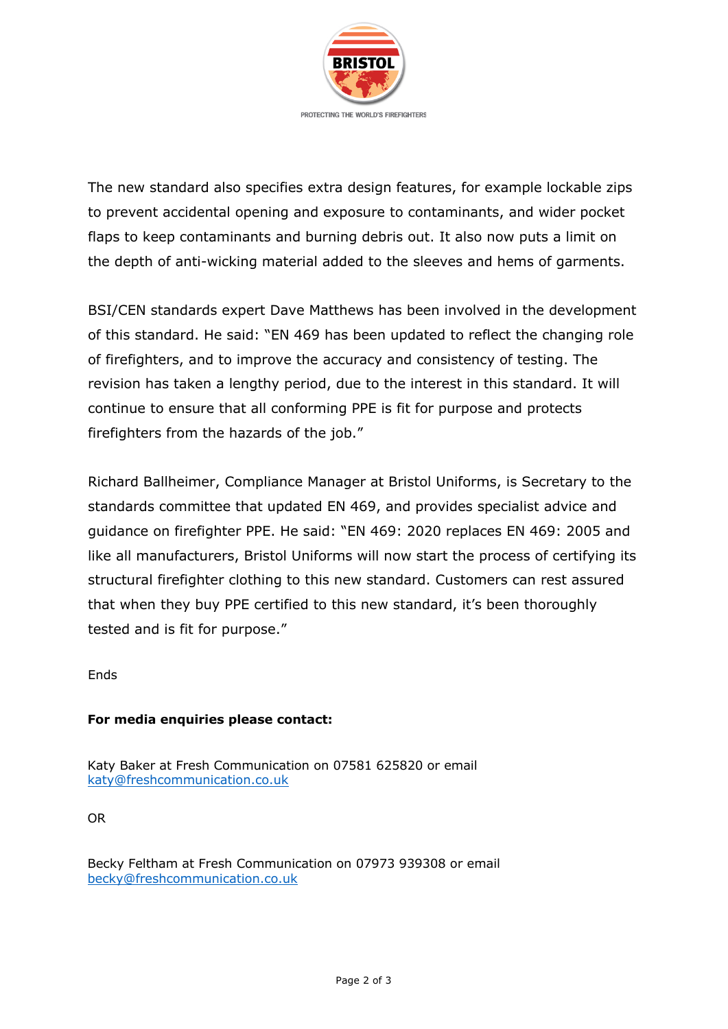The new standard also specifies extra design features, for example lockable zips to prevent accidental opening and exposure to contaminants, and wider pocket flaps to keep contaminants and burning debris out. It also now puts a limit on the depth of anti-wicking material added to the sleeves and hems of garments.

BSI/CEN standards expert Dave Matthews has been involved in the development of this standard. He said: "EN 469 has been updated to reflect the changing role of firefighters, and to improve the accuracy and consistency of testing. The revision has taken a lengthy period, due to the interest in this standard. It will continue to ensure that all conforming PPE is fit for purpose and protects firefighters from the hazards of the job."

Richard Ballheimer, Compliance Manager at Bristol Uniforms, is Secretary to the standards committee that updated EN 469, and provides specialist advice and guidance on firefighter PPE. He said: "EN 469: 2020 replaces EN 469: 2005 and like all manufacturers, Bristol Uniforms will now start the process of certifying its structural firefighter clothing to this new standard. Customers can rest assured that when they buy PPE certified to this new standard, it's been thoroughly tested and is fit for purpose."

Ends

**For media enquiries please contact:**

Katy Baker at Fresh Communication on 07581 625820 or email katy@freshcommunication.co.uk

OR

Becky Feltham at Fresh Communication on 07973 939308 or email becky@freshcommunication.co.uk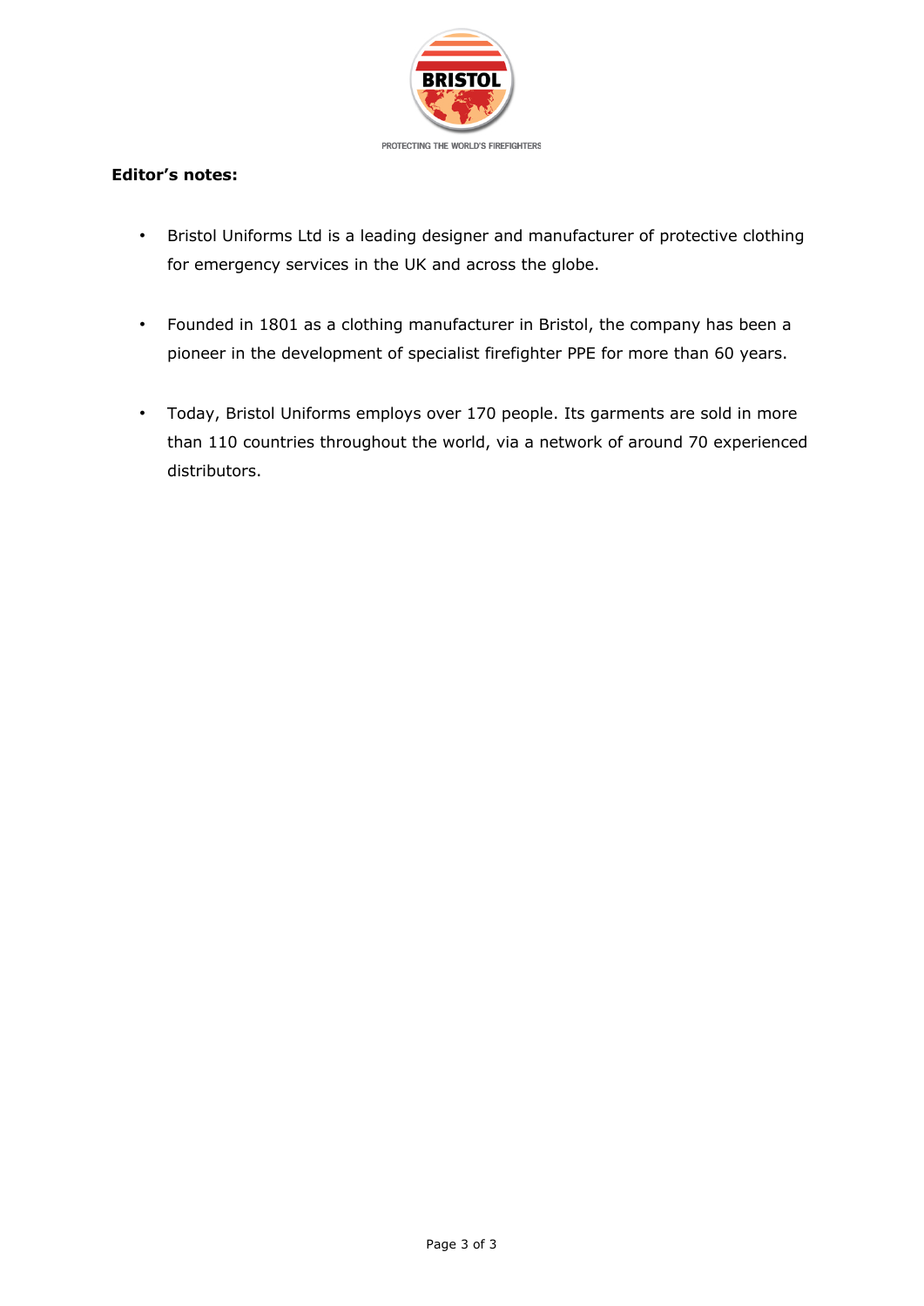**Editor's notes:**

- Bristol Uniforms Ltd is a leading designer and manufacturer of protective clothing for emergency services in the UK and across the globe.

- Founded in 1801 as a clothing manufacturer in Bristol, the company has been a pioneer in the development of specialist firefighter PPE for more than 60 years.

- Today, Bristol Uniforms employs over 170 people. Its garments are sold in more than 110 countries throughout the world, via a network of around 70 experienced distributors.